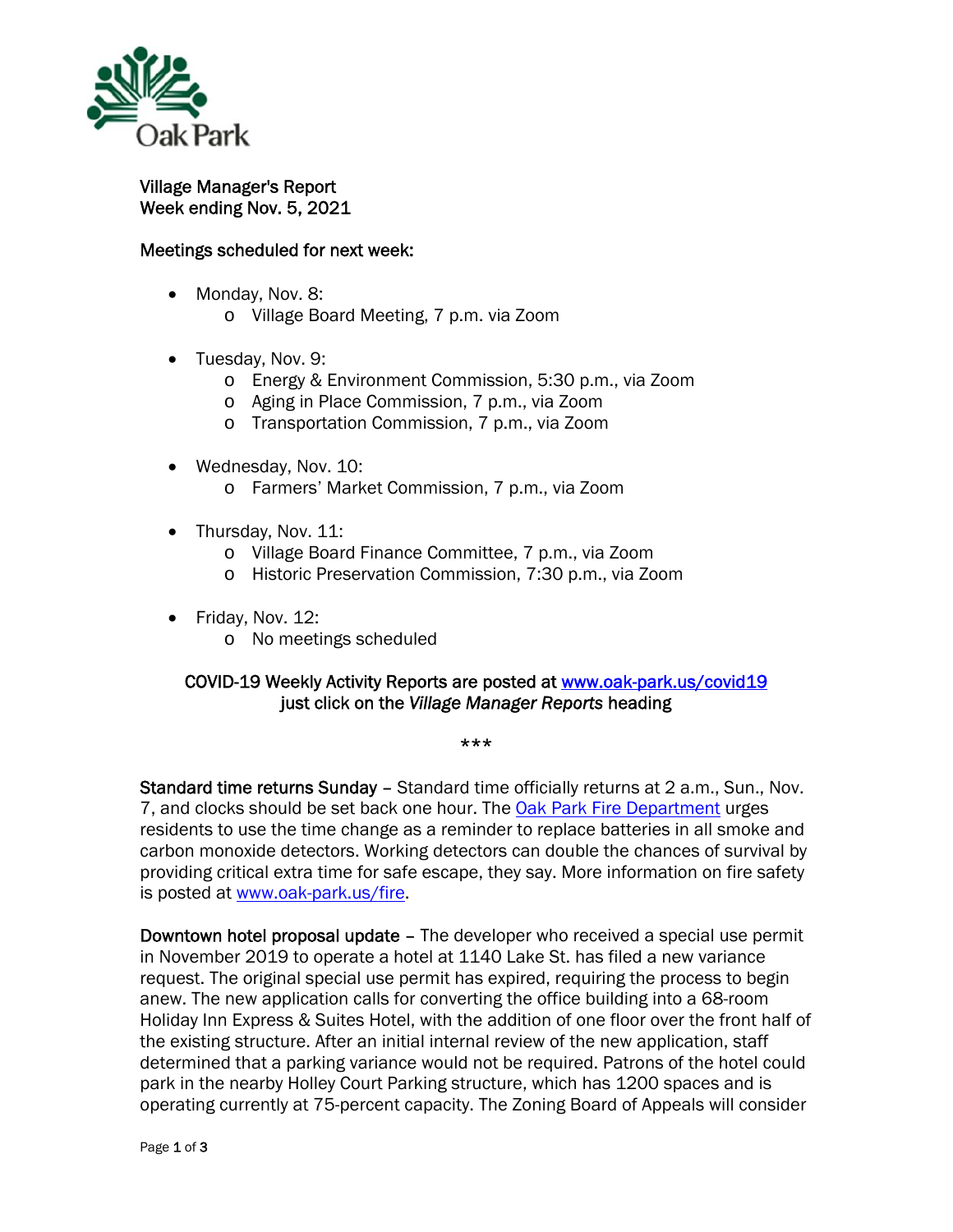Oak Park

Village Manager's Report
Week ending Nov. 5, 2021

Meetings scheduled for next week:

- Monday, Nov. 8:
  - Village Board Meeting, 7 p.m. via Zoom
- Tuesday, Nov. 9:
  - Energy & Environment Commission, 5:30 p.m., via Zoom
  - Aging in Place Commission, 7 p.m., via Zoom
  - Transportation Commission, 7 p.m., via Zoom
- Wednesday, Nov. 10:
  - Farmers' Market Commission, 7 p.m., via Zoom
- Thursday, Nov. 11:
  - Village Board Finance Committee, 7 p.m., via Zoom
  - Historic Preservation Commission, 7:30 p.m., via Zoom
- Friday, Nov. 12:
  - No meetings scheduled

COVID-19 Weekly Activity Reports are posted at www.oak-park.us/covid19
just click on the *Village Manager Reports* heading

\*\*\*

**Standard time returns Sunday** – Standard time officially returns at 2 a.m., Sun., Nov. 7, and clocks should be set back one hour. The Oak Park Fire Department urges residents to use the time change as a reminder to replace batteries in all smoke and carbon monoxide detectors. Working detectors can double the chances of survival by providing critical extra time for safe escape, they say. More information on fire safety is posted at www.oak-park.us/fire.

**Downtown hotel proposal update** – The developer who received a special use permit in November 2019 to operate a hotel at 1140 Lake St. has filed a new variance request. The original special use permit has expired, requiring the process to begin anew. The new application calls for converting the office building into a 68-room Holiday Inn Express & Suites Hotel, with the addition of one floor over the front half of the existing structure. After an initial internal review of the new application, staff determined that a parking variance would not be required. Patrons of the hotel could park in the nearby Holley Court Parking structure, which has 1200 spaces and is operating currently at 75-percent capacity. The Zoning Board of Appeals will consider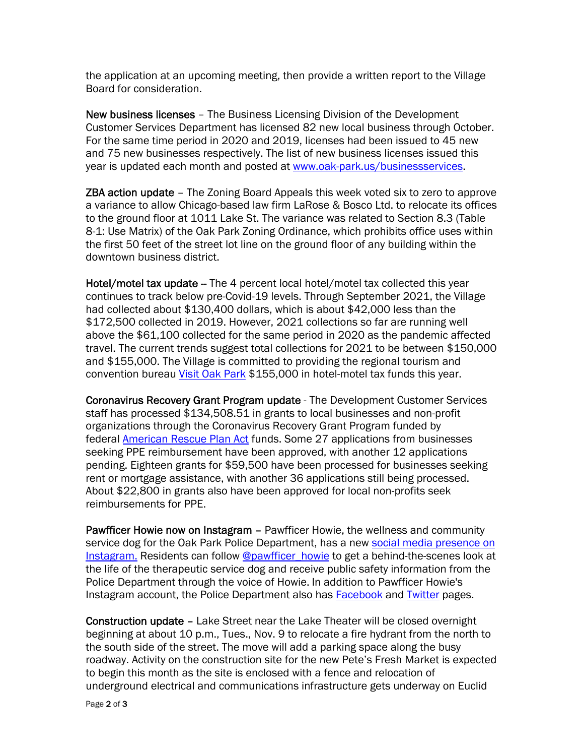the application at an upcoming meeting, then provide a written report to the Village Board for consideration.

**New business licenses** – The Business Licensing Division of the Development Customer Services Department has licensed 82 new local business through October. For the same time period in 2020 and 2019, licenses had been issued to 45 new and 75 new businesses respectively. The list of new business licenses issued this year is updated each month and posted at [www.oak-park.us/businessservices](www.oak-park.us/businessservices).

**ZBA action update** – The Zoning Board Appeals this week voted six to zero to approve a variance to allow Chicago-based law firm LaRose & Bosco Ltd. to relocate its offices to the ground floor at 1011 Lake St. The variance was related to Section 8.3 (Table 8-1: Use Matrix) of the Oak Park Zoning Ordinance, which prohibits office uses within the first 50 feet of the street lot line on the ground floor of any building within the downtown business district.

**Hotel/motel tax update** – The 4 percent local hotel/motel tax collected this year continues to track below pre-Covid-19 levels. Through September 2021, the Village had collected about $130,400 dollars, which is about $42,000 less than the $172,500 collected in 2019. However, 2021 collections so far are running well above the $61,100 collected for the same period in 2020 as the pandemic affected travel. The current trends suggest total collections for 2021 to be between $150,000 and $155,000. The Village is committed to providing the regional tourism and convention bureau [Visit Oak Park]() $155,000 in hotel-motel tax funds this year.

**Coronavirus Recovery Grant Program update** - The Development Customer Services staff has processed $134,508.51 in grants to local businesses and non-profit organizations through the Coronavirus Recovery Grant Program funded by federal [American Rescue Plan Act]() funds. Some 27 applications from businesses seeking PPE reimbursement have been approved, with another 12 applications pending. Eighteen grants for $59,500 have been processed for businesses seeking rent or mortgage assistance, with another 36 applications still being processed. About $22,800 in grants also have been approved for local non-profits seek reimbursements for PPE.

**Pawfficer Howie now on Instagram** – Pawfficer Howie, the wellness and community service dog for the Oak Park Police Department, has a new [social media presence on Instagram.]() Residents can follow [@pawfficer_howie]() to get a behind-the-scenes look at the life of the therapeutic service dog and receive public safety information from the Police Department through the voice of Howie. In addition to Pawfficer Howie's Instagram account, the Police Department also has [Facebook]() and [Twitter]() pages.

**Construction update** – Lake Street near the Lake Theater will be closed overnight beginning at about 10 p.m., Tues., Nov. 9 to relocate a fire hydrant from the north to the south side of the street. The move will add a parking space along the busy roadway. Activity on the construction site for the new Pete's Fresh Market is expected to begin this month as the site is enclosed with a fence and relocation of underground electrical and communications infrastructure gets underway on Euclid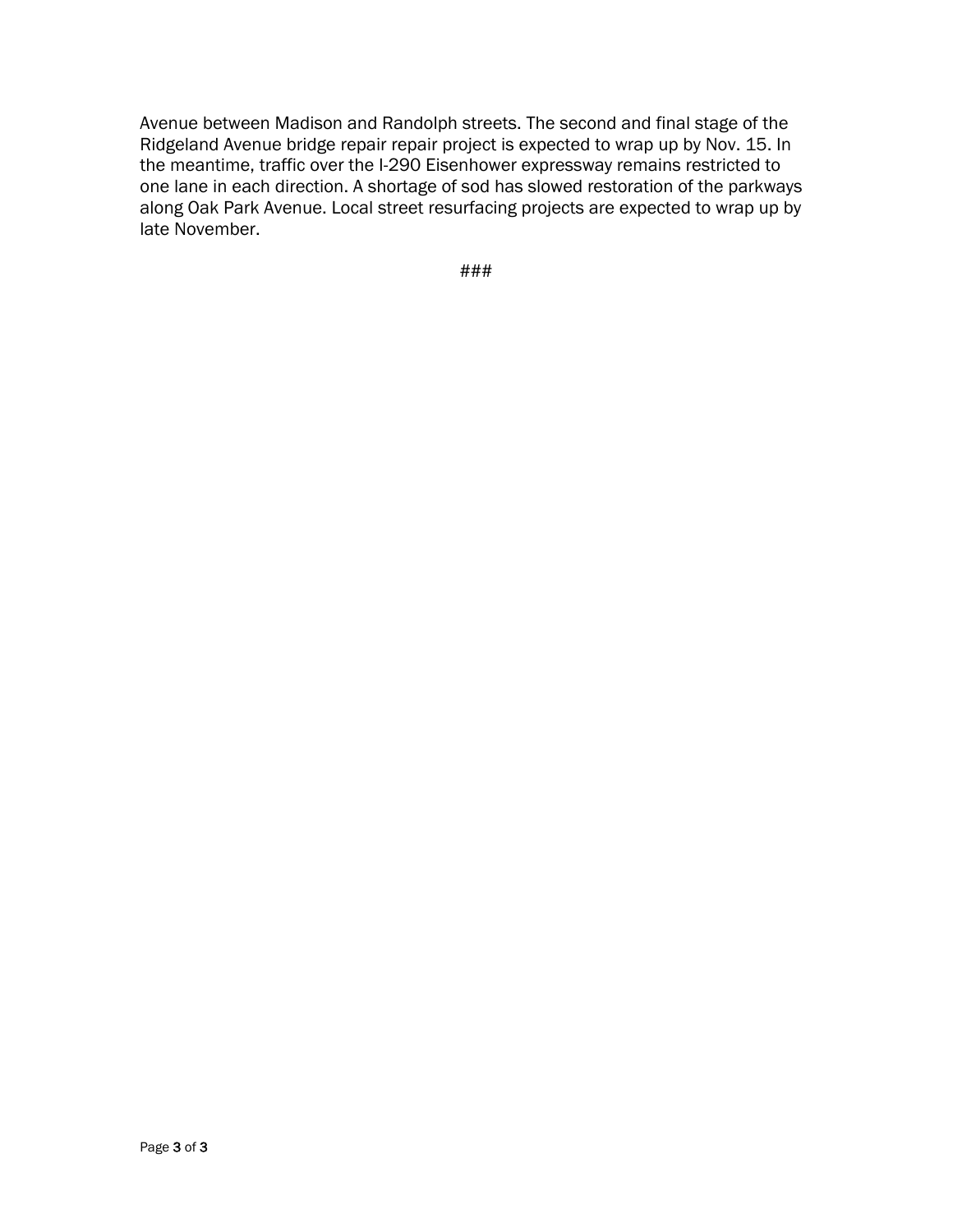Avenue between Madison and Randolph streets. The second and final stage of the Ridgeland Avenue bridge repair repair project is expected to wrap up by Nov. 15. In the meantime, traffic over the I-290 Eisenhower expressway remains restricted to one lane in each direction. A shortage of sod has slowed restoration of the parkways along Oak Park Avenue. Local street resurfacing projects are expected to wrap up by late November.

###